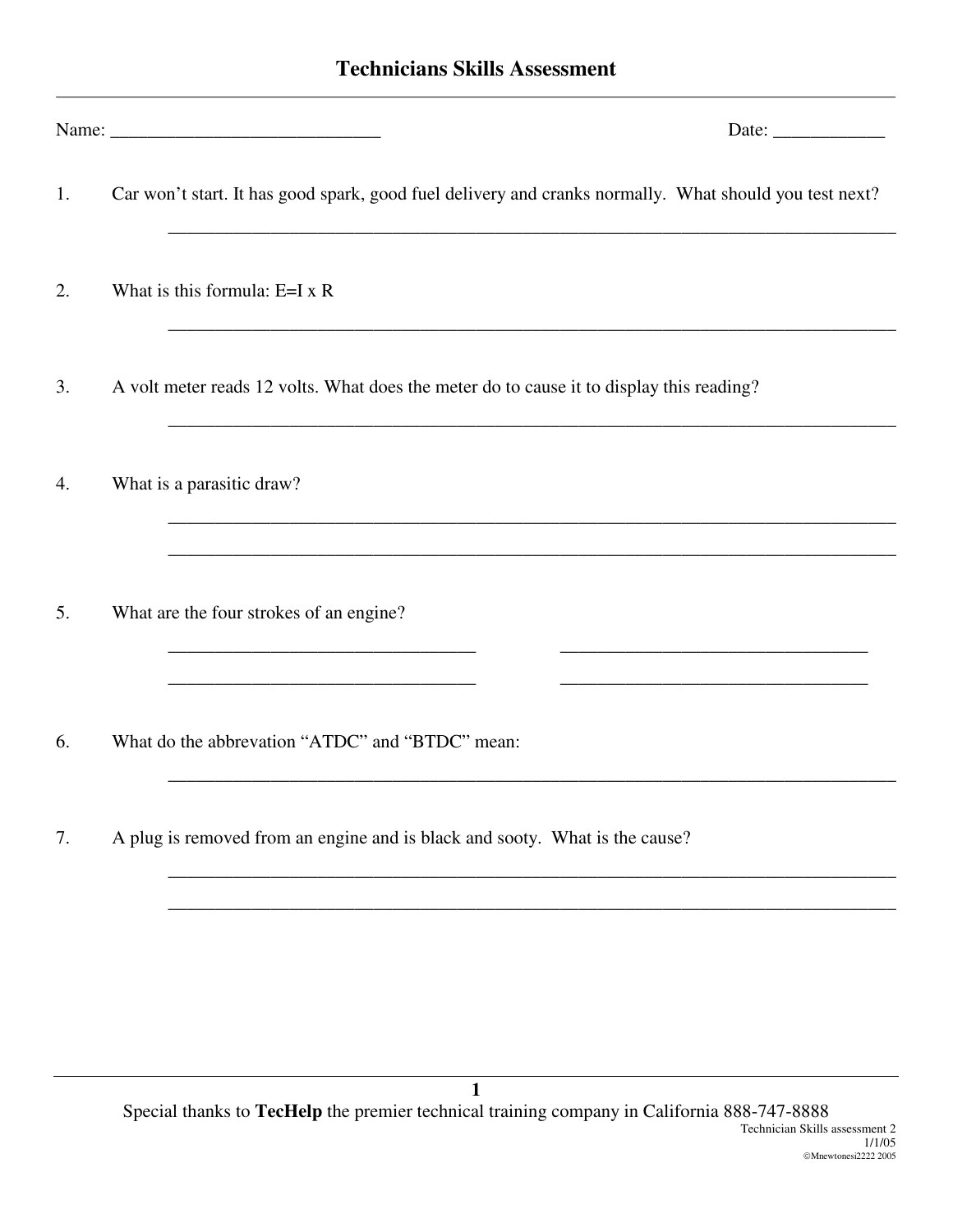# Technicians Skills Assessment

Name: ______________________________ Date: ____________

1. Car won't start. It has good spark, good fuel delivery and cranks normally. What should you test next?

   ________________________________________________________________________________

2. What is this formula: E=I x R

   ________________________________________________________________________________

3. A volt meter reads 12 volts. What does the meter do to cause it to display this reading?

   ________________________________________________________________________________

4. What is a parasitic draw?

   ________________________________________________________________________________

   ________________________________________________________________________________

5. What are the four strokes of an engine?

   __________________________________ __________________________________

   __________________________________ __________________________________

6. What do the abbrevation "ATDC" and "BTDC" mean:

   ________________________________________________________________________________

7. A plug is removed from an engine and is black and sooty. What is the cause?

   ________________________________________________________________________________

   ________________________________________________________________________________

Special thanks to **TecHelp** the premier technical training company in California 888-747-8888

Technician Skills assessment 2
1/1/05
©Mnewtonesi2222 2005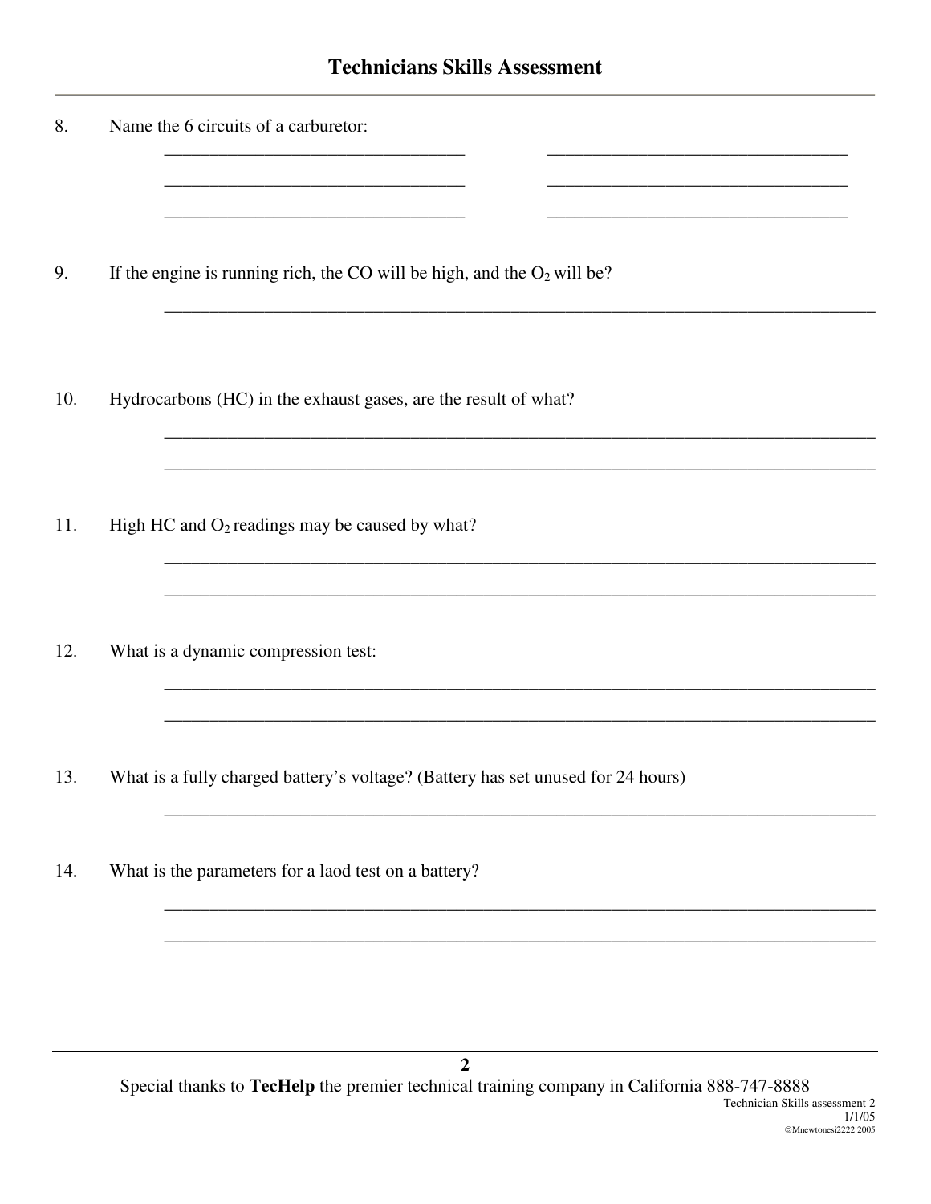8. Name the 6 circuits of a carburetor:

   ______________________________  ______________________________

   ______________________________  ______________________________

   ______________________________  ______________________________

9. If the engine is running rich, the CO will be high, and the $O_2$ will be?

   ________________________________________________________________

10. Hydrocarbons (HC) in the exhaust gases, are the result of what?

    ________________________________________________________________

    ________________________________________________________________

11. High HC and $O_2$ readings may be caused by what?

    ________________________________________________________________

    ________________________________________________________________

12. What is a dynamic compression test:

    ________________________________________________________________

    ________________________________________________________________

13. What is a fully charged battery's voltage? (Battery has set unused for 24 hours)

    ________________________________________________________________

14. What is the parameters for a laod test on a battery?

    ________________________________________________________________

    ________________________________________________________________

Special thanks to **TecHelp** the premier technical training company in California 888-747-8888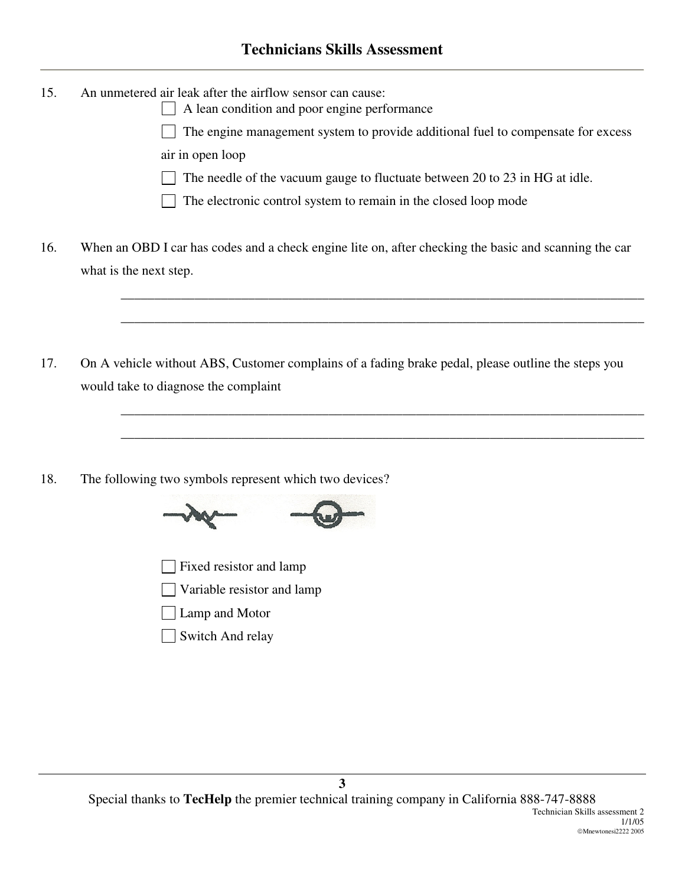15. An unmetered air leak after the airflow sensor can cause:

- [ ] A lean condition and poor engine performance
- [ ] The engine management system to provide additional fuel to compensate for excess air in open loop
- [ ] The needle of the vacuum gauge to fluctuate between 20 to 23 in HG at idle.
- [ ] The electronic control system to remain in the closed loop mode

16. When an OBD I car has codes and a check engine lite on, after checking the basic and scanning the car what is the next step.

_______________________________________________________________________________

_______________________________________________________________________________

17. On A vehicle without ABS, Customer complains of a fading brake pedal, please outline the steps you would take to diagnose the complaint

_______________________________________________________________________________

_______________________________________________________________________________

18. The following two symbols represent which two devices?

- [ ] Fixed resistor and lamp
- [ ] Variable resistor and lamp
- [ ] Lamp and Motor
- [ ] Switch And relay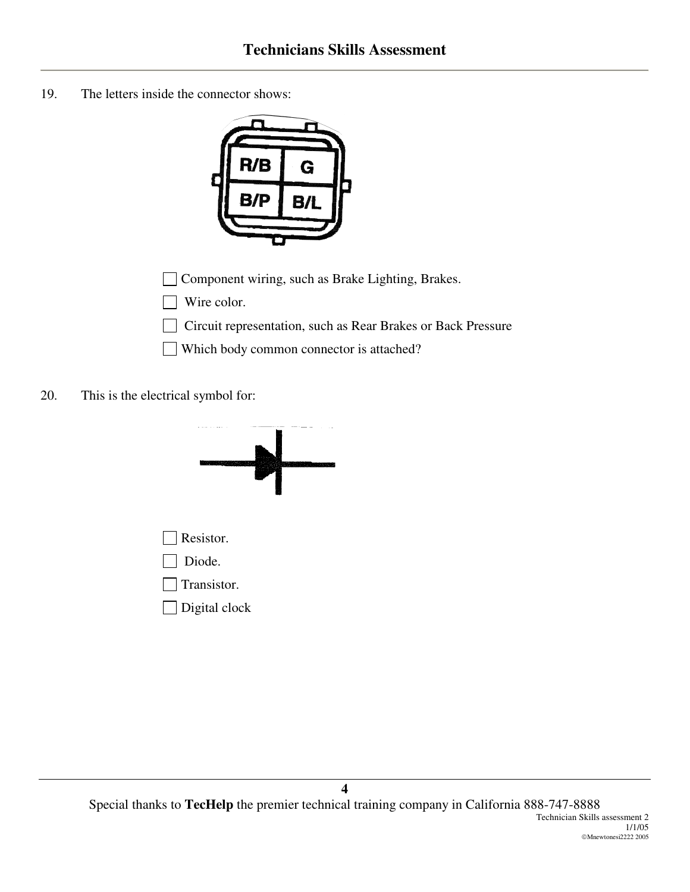19. The letters inside the connector shows:

| R/B | G |
| --- | --- |
| B/P | B/L |

- [ ] Component wiring, such as Brake Lighting, Brakes.
- [ ] Wire color.
- [ ] Circuit representation, such as Rear Brakes or Back Pressure
- [ ] Which body common connector is attached?

20. This is the electrical symbol for:

- [ ] Resistor.
- [ ] Diode.
- [ ] Transistor.
- [ ] Digital clock

Special thanks to **TecHelp** the premier technical training company in California 888-747-8888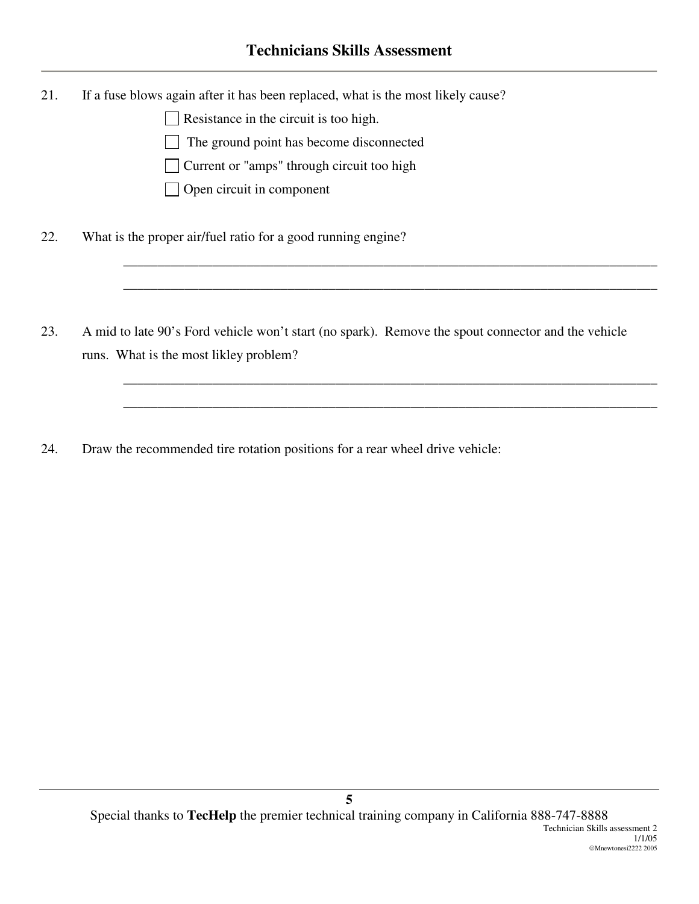21. If a fuse blows again after it has been replaced, what is the most likely cause?

   - ☐ Resistance in the circuit is too high.
   - ☐ The ground point has become disconnected
   - ☐ Current or "amps" through circuit too high
   - ☐ Open circuit in component

22. What is the proper air/fuel ratio for a good running engine?

   ______________________________________________________________________________

   ______________________________________________________________________________

23. A mid to late 90's Ford vehicle won't start (no spark). Remove the spout connector and the vehicle runs. What is the most likley problem?

   ______________________________________________________________________________

   ______________________________________________________________________________

24. Draw the recommended tire rotation positions for a rear wheel drive vehicle:

Special thanks to **TecHelp** the premier technical training company in California 888-747-8888